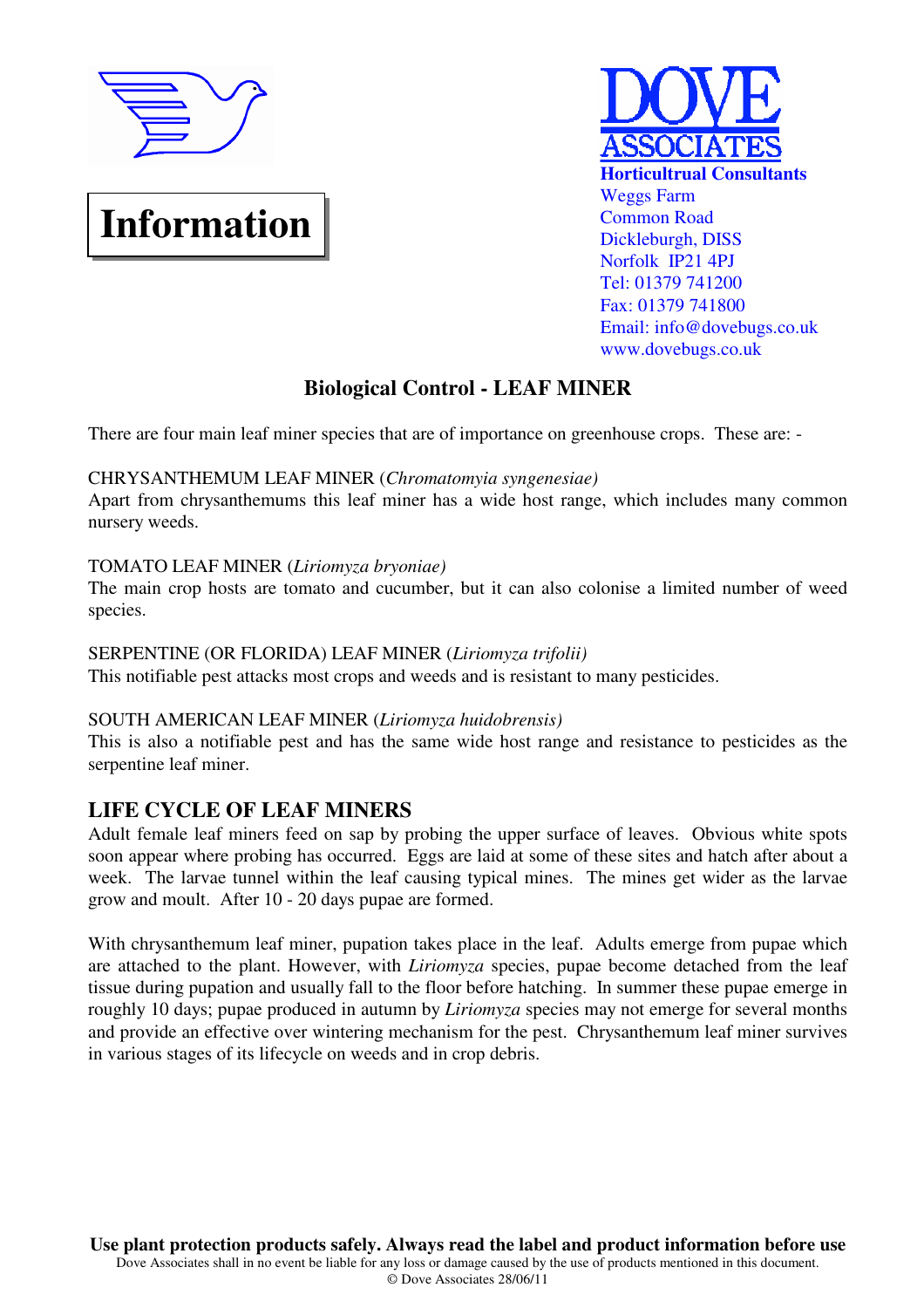# Information

**DOVE ASSOCIATES**
**Horticultrual Consultants**
Weggs Farm
Common Road
Dickleburgh, DISS
Norfolk IP21 4PJ
Tel: 01379 741200
Fax: 01379 741800
Email: info@dovebugs.co.uk
www.dovebugs.co.uk

## Biological Control - LEAF MINER

There are four main leaf miner species that are of importance on greenhouse crops. These are: -

CHRYSANTHEMUM LEAF MINER (*Chromatomyia syngenesiae)*
Apart from chrysanthemums this leaf miner has a wide host range, which includes many common nursery weeds.

TOMATO LEAF MINER (*Liriomyza bryoniae)*
The main crop hosts are tomato and cucumber, but it can also colonise a limited number of weed species.

SERPENTINE (OR FLORIDA) LEAF MINER (*Liriomyza trifolii)*
This notifiable pest attacks most crops and weeds and is resistant to many pesticides.

SOUTH AMERICAN LEAF MINER (*Liriomyza huidobrensis)*
This is also a notifiable pest and has the same wide host range and resistance to pesticides as the serpentine leaf miner.

## LIFE CYCLE OF LEAF MINERS

Adult female leaf miners feed on sap by probing the upper surface of leaves. Obvious white spots soon appear where probing has occurred. Eggs are laid at some of these sites and hatch after about a week. The larvae tunnel within the leaf causing typical mines. The mines get wider as the larvae grow and moult. After 10 - 20 days pupae are formed.

With chrysanthemum leaf miner, pupation takes place in the leaf. Adults emerge from pupae which are attached to the plant. However, with *Liriomyza* species, pupae become detached from the leaf tissue during pupation and usually fall to the floor before hatching. In summer these pupae emerge in roughly 10 days; pupae produced in autumn by *Liriomyza* species may not emerge for several months and provide an effective over wintering mechanism for the pest. Chrysanthemum leaf miner survives in various stages of its lifecycle on weeds and in crop debris.

**Use plant protection products safely. Always read the label and product information before use**
Dove Associates shall in no event be liable for any loss or damage caused by the use of products mentioned in this document.
© Dove Associates 28/06/11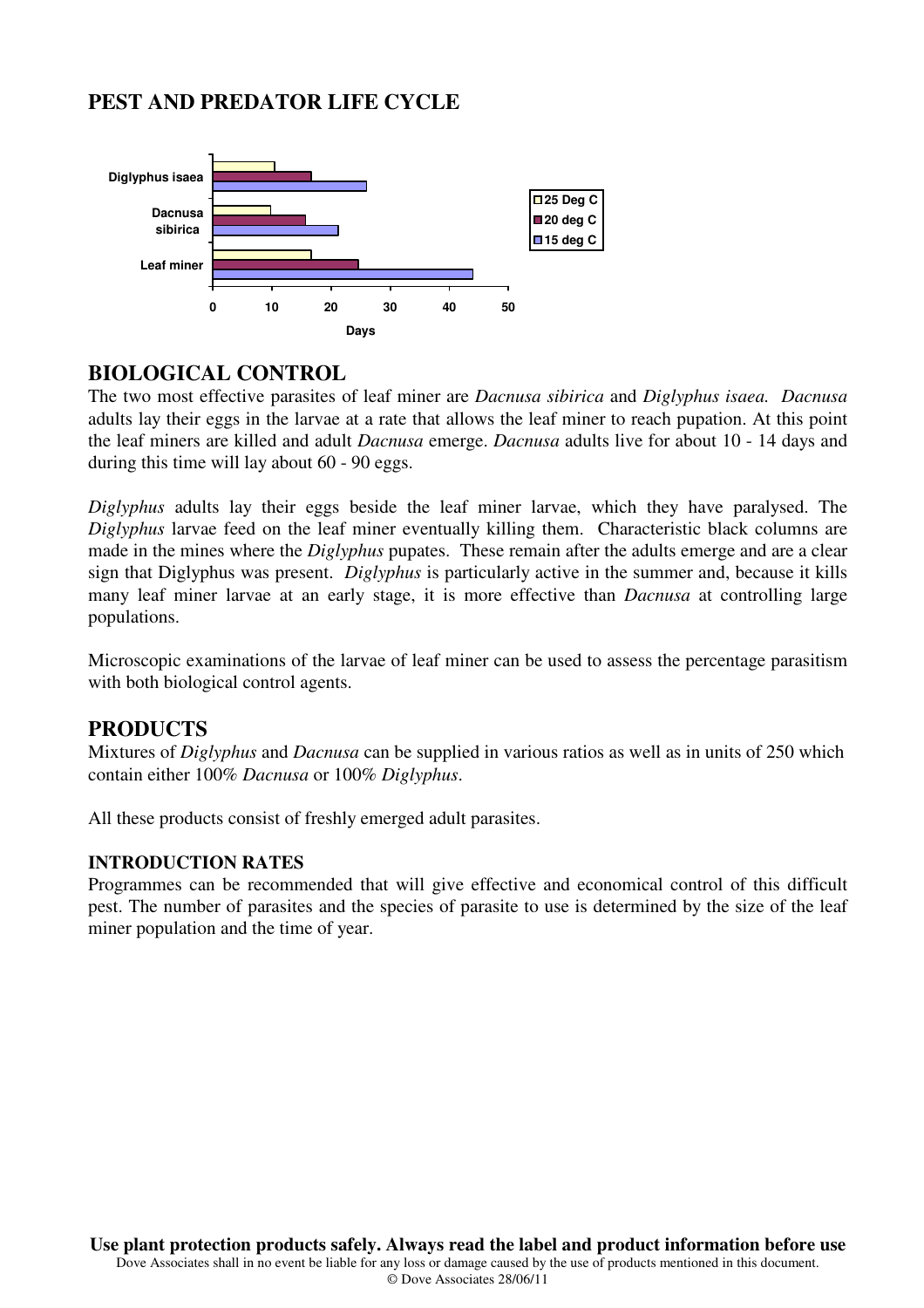## PEST AND PREDATOR LIFE CYCLE

Diglyphus isaea

Dacnusa sibirica

Leaf miner

0
10
20
30
40
50

Days

25 Deg C

20 deg C

15 deg C

## BIOLOGICAL CONTROL

The two most effective parasites of leaf miner are *Dacnusa sibirica* and *Diglyphus isaea.* *Dacnusa* adults lay their eggs in the larvae at a rate that allows the leaf miner to reach pupation. At this point the leaf miners are killed and adult *Dacnusa* emerge. *Dacnusa* adults live for about 10 - 14 days and during this time will lay about 60 - 90 eggs.

*Diglyphus* adults lay their eggs beside the leaf miner larvae, which they have paralysed. The *Diglyphus* larvae feed on the leaf miner eventually killing them. Characteristic black columns are made in the mines where the *Diglyphus* pupates. These remain after the adults emerge and are a clear sign that Diglyphus was present. *Diglyphus* is particularly active in the summer and, because it kills many leaf miner larvae at an early stage, it is more effective than *Dacnusa* at controlling large populations.

Microscopic examinations of the larvae of leaf miner can be used to assess the percentage parasitism with both biological control agents.

## PRODUCTS

Mixtures of *Diglyphus* and *Dacnusa* can be supplied in various ratios as well as in units of 250 which contain either 100% *Dacnusa* or 100% *Diglyphus*.

All these products consist of freshly emerged adult parasites.

### INTRODUCTION RATES

Programmes can be recommended that will give effective and economical control of this difficult pest. The number of parasites and the species of parasite to use is determined by the size of the leaf miner population and the time of year.

**Use plant protection products safely. Always read the label and product information before use**

Dove Associates shall in no event be liable for any loss or damage caused by the use of products mentioned in this document.

© Dove Associates 28/06/11